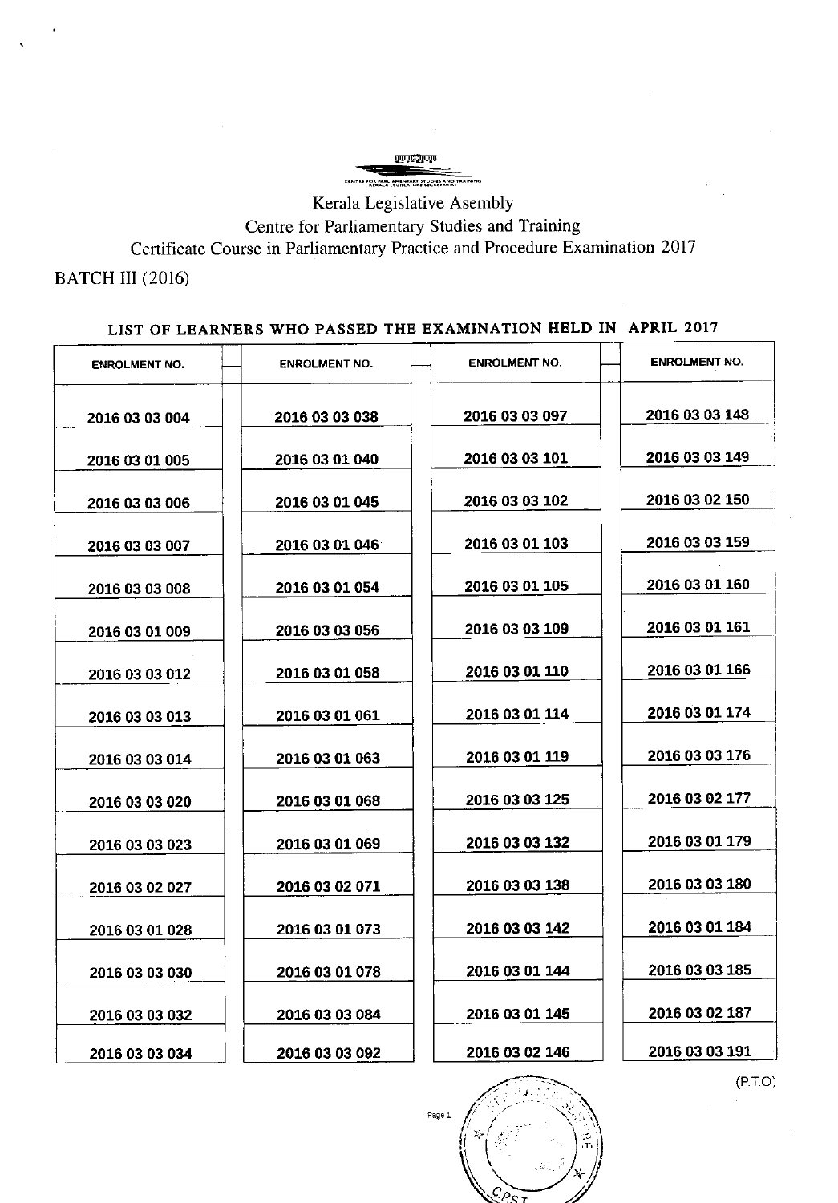Kerala Legislative Asembly

Centre for Parliamentary Studies and Training

Certificate Course in Parliamentary Practice and Procedure Examination 2017

BATCH III (2016)

## LIST OF LEARNERS WHO PASSED THE EXAMINATION HELD IN APRIL 2017

| ENROLMENT NO. | ENROLMENT NO. | ENROLMENT NO. | ENROLMENT NO. |
|---|---|---|---|
| 2016 03 03 004 | 2016 03 03 038 | 2016 03 03 097 | 2016 03 03 148 |
| 2016 03 01 005 | 2016 03 01 040 | 2016 03 03 101 | 2016 03 03 149 |
| 2016 03 03 006 | 2016 03 01 045 | 2016 03 03 102 | 2016 03 02 150 |
| 2016 03 03 007 | 2016 03 01 046 | 2016 03 01 103 | 2016 03 03 159 |
| 2016 03 03 008 | 2016 03 01 054 | 2016 03 01 105 | 2016 03 01 160 |
| 2016 03 01 009 | 2016 03 03 056 | 2016 03 03 109 | 2016 03 01 161 |
| 2016 03 03 012 | 2016 03 01 058 | 2016 03 01 110 | 2016 03 01 166 |
| 2016 03 03 013 | 2016 03 01 061 | 2016 03 01 114 | 2016 03 01 174 |
| 2016 03 03 014 | 2016 03 01 063 | 2016 03 01 119 | 2016 03 03 176 |
| 2016 03 03 020 | 2016 03 01 068 | 2016 03 03 125 | 2016 03 02 177 |
| 2016 03 03 023 | 2016 03 01 069 | 2016 03 03 132 | 2016 03 01 179 |
| 2016 03 02 027 | 2016 03 02 071 | 2016 03 03 138 | 2016 03 03 180 |
| 2016 03 01 028 | 2016 03 01 073 | 2016 03 03 142 | 2016 03 01 184 |
| 2016 03 03 030 | 2016 03 01 078 | 2016 03 01 144 | 2016 03 03 185 |
| 2016 03 03 032 | 2016 03 03 084 | 2016 03 01 145 | 2016 03 02 187 |
| 2016 03 03 034 | 2016 03 03 092 | 2016 03 02 146 | 2016 03 03 191 |

(P.T.O)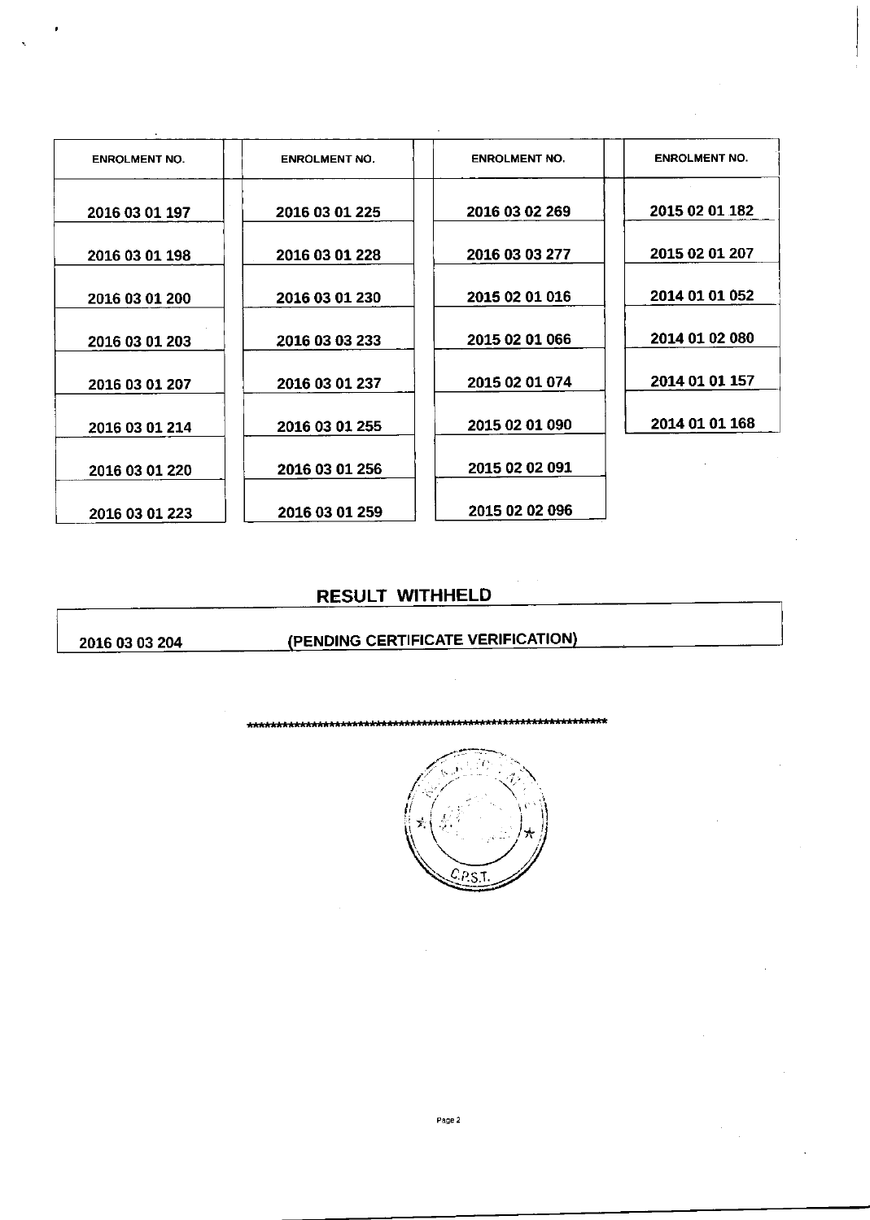| ENROLMENT NO. | ENROLMENT NO. | ENROLMENT NO. | ENROLMENT NO. |
|---|---|---|---|
| 2016 03 01 197 | 2016 03 01 225 | 2016 03 02 269 | 2015 02 01 182 |
| 2016 03 01 198 | 2016 03 01 228 | 2016 03 03 277 | 2015 02 01 207 |
| 2016 03 01 200 | 2016 03 01 230 | 2015 02 01 016 | 2014 01 01 052 |
| 2016 03 01 203 | 2016 03 03 233 | 2015 02 01 066 | 2014 01 02 080 |
| 2016 03 01 207 | 2016 03 01 237 | 2015 02 01 074 | 2014 01 01 157 |
| 2016 03 01 214 | 2016 03 01 255 | 2015 02 01 090 | 2014 01 01 168 |
| 2016 03 01 220 | 2016 03 01 256 | 2015 02 02 091 | |
| 2016 03 01 223 | 2016 03 01 259 | 2015 02 02 096 | |

## RESULT WITHHELD

| | |
|---|---|
| 2016 03 03 204 | (PENDING CERTIFICATE VERIFICATION) |

************************************************************************

C.P.S.T.